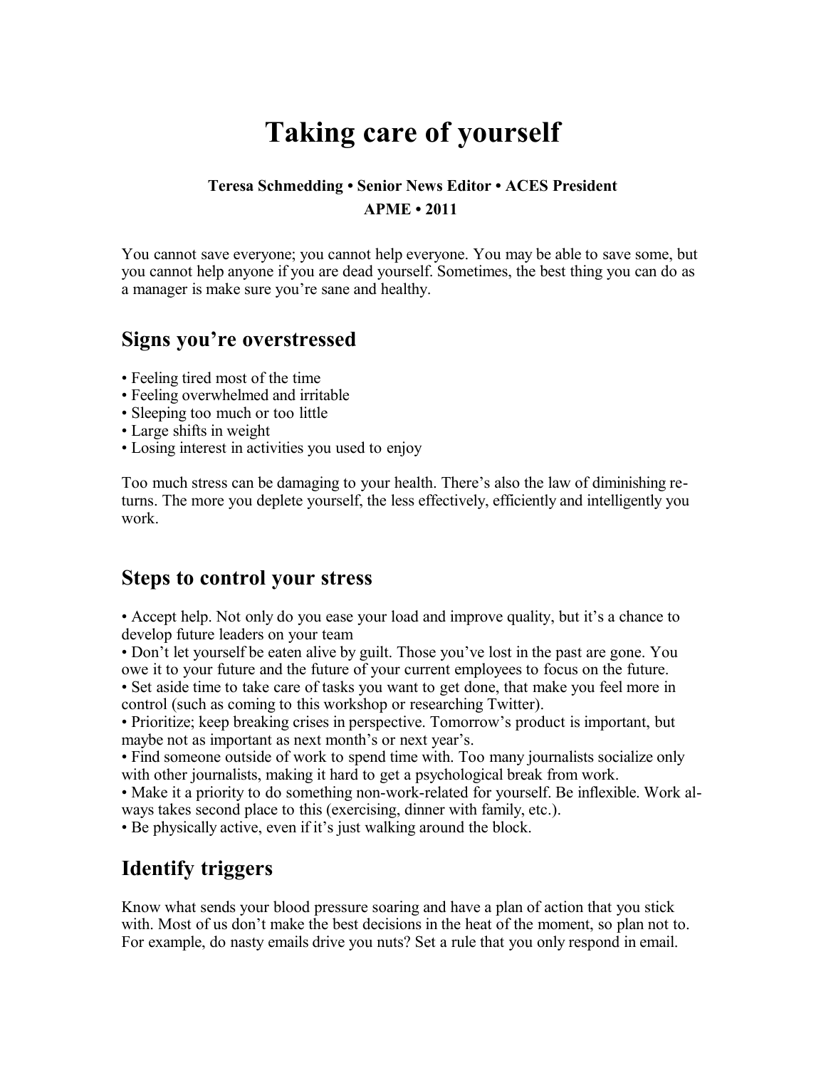# Taking care of yourself

**Teresa Schmedding • Senior News Editor • ACES President**

**APME • 2011**

You cannot save everyone; you cannot help everyone. You may be able to save some, but you cannot help anyone if you are dead yourself. Sometimes, the best thing you can do as a manager is make sure you're sane and healthy.

## Signs you're overstressed

- Feeling tired most of the time
- Feeling overwhelmed and irritable
- Sleeping too much or too little
- Large shifts in weight
- Losing interest in activities you used to enjoy

Too much stress can be damaging to your health. There's also the law of diminishing returns. The more you deplete yourself, the less effectively, efficiently and intelligently you work.

## Steps to control your stress

- Accept help. Not only do you ease your load and improve quality, but it's a chance to develop future leaders on your team
- Don't let yourself be eaten alive by guilt. Those you've lost in the past are gone. You owe it to your future and the future of your current employees to focus on the future.
- Set aside time to take care of tasks you want to get done, that make you feel more in control (such as coming to this workshop or researching Twitter).
- Prioritize; keep breaking crises in perspective. Tomorrow's product is important, but maybe not as important as next month's or next year's.
- Find someone outside of work to spend time with. Too many journalists socialize only with other journalists, making it hard to get a psychological break from work.
- Make it a priority to do something non-work-related for yourself. Be inflexible. Work always takes second place to this (exercising, dinner with family, etc.).
- Be physically active, even if it's just walking around the block.

## Identify triggers

Know what sends your blood pressure soaring and have a plan of action that you stick with. Most of us don't make the best decisions in the heat of the moment, so plan not to. For example, do nasty emails drive you nuts? Set a rule that you only respond in email.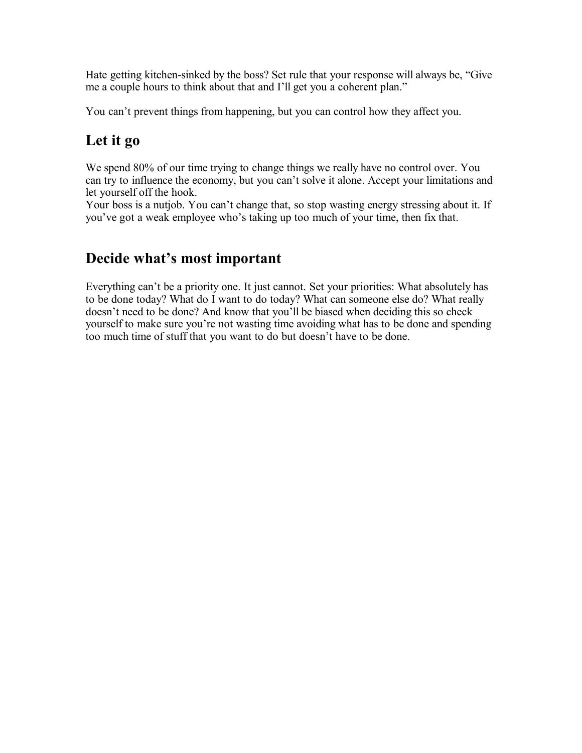Hate getting kitchen-sinked by the boss? Set rule that your response will always be, "Give me a couple hours to think about that and I'll get you a coherent plan."

You can't prevent things from happening, but you can control how they affect you.

## Let it go

We spend 80% of our time trying to change things we really have no control over. You can try to influence the economy, but you can't solve it alone. Accept your limitations and let yourself off the hook.
Your boss is a nutjob. You can't change that, so stop wasting energy stressing about it. If you've got a weak employee who's taking up too much of your time, then fix that.

## Decide what's most important

Everything can't be a priority one. It just cannot. Set your priorities: What absolutely has to be done today? What do I want to do today? What can someone else do? What really doesn't need to be done? And know that you'll be biased when deciding this so check yourself to make sure you're not wasting time avoiding what has to be done and spending too much time of stuff that you want to do but doesn't have to be done.